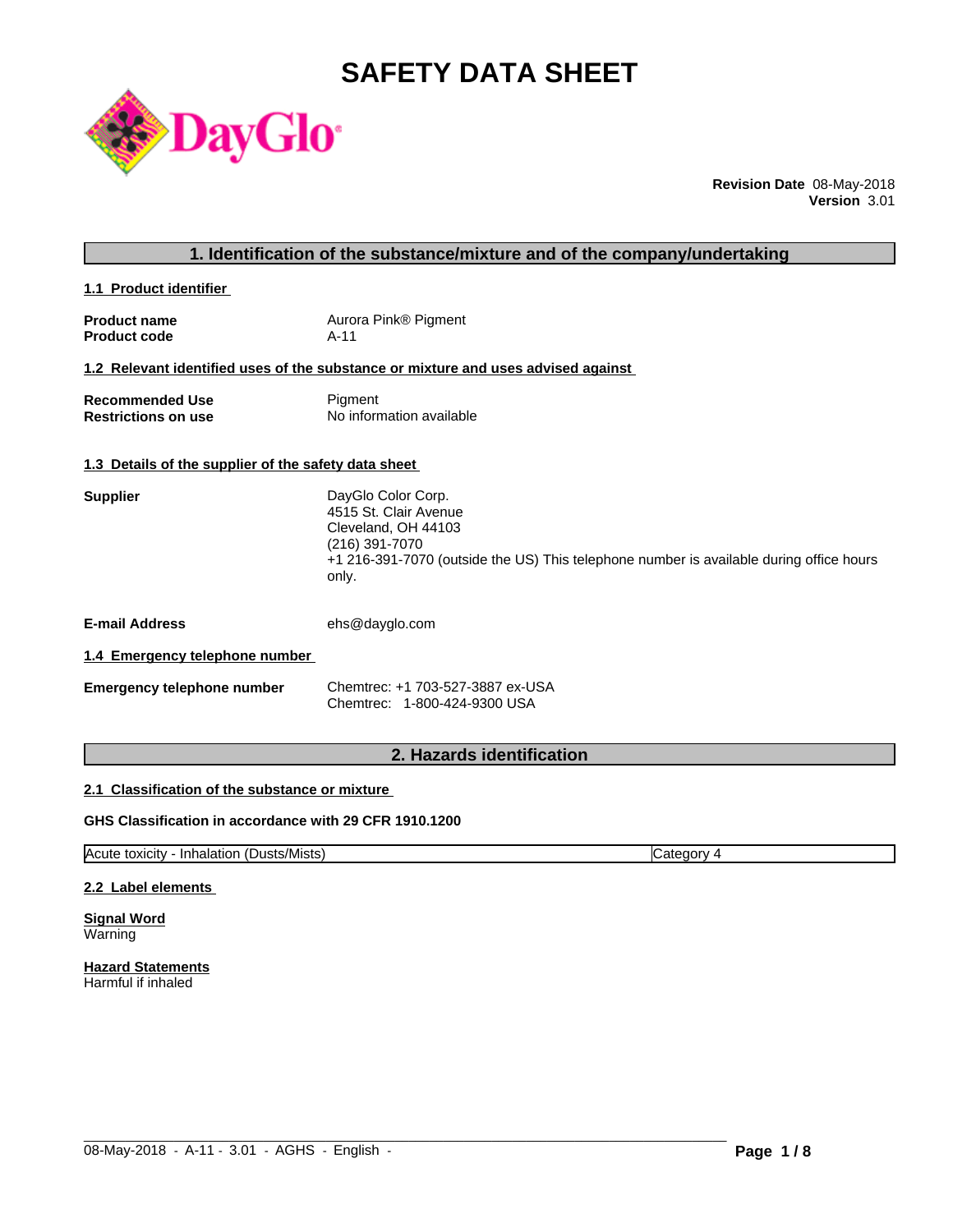# SAFETY DATA SHEET

**Revision Date** 08-May-2018
**Version** 3.01

## 1. Identification of the substance/mixture and of the company/undertaking

### 1.1 Product identifier

**Product name** Aurora Pink® Pigment
**Product code** A-11

### 1.2 Relevant identified uses of the substance or mixture and uses advised against

**Recommended Use** Pigment
**Restrictions on use** No information available

### 1.3 Details of the supplier of the safety data sheet

**Supplier**
DayGlo Color Corp.
4515 St. Clair Avenue
Cleveland, OH 44103
(216) 391-7070
+1 216-391-7070 (outside the US) This telephone number is available during office hours only.

**E-mail Address** ehs@dayglo.com

### 1.4 Emergency telephone number

**Emergency telephone number**
Chemtrec: +1 703-527-3887 ex-USA
Chemtrec: 1-800-424-9300 USA

## 2. Hazards identification

### 2.1 Classification of the substance or mixture

**GHS Classification in accordance with 29 CFR 1910.1200**

| Acute toxicity - Inhalation (Dusts/Mists) | Category 4 |
|---|---|

### 2.2 Label elements

**Signal Word**
Warning

**Hazard Statements**
Harmful if inhaled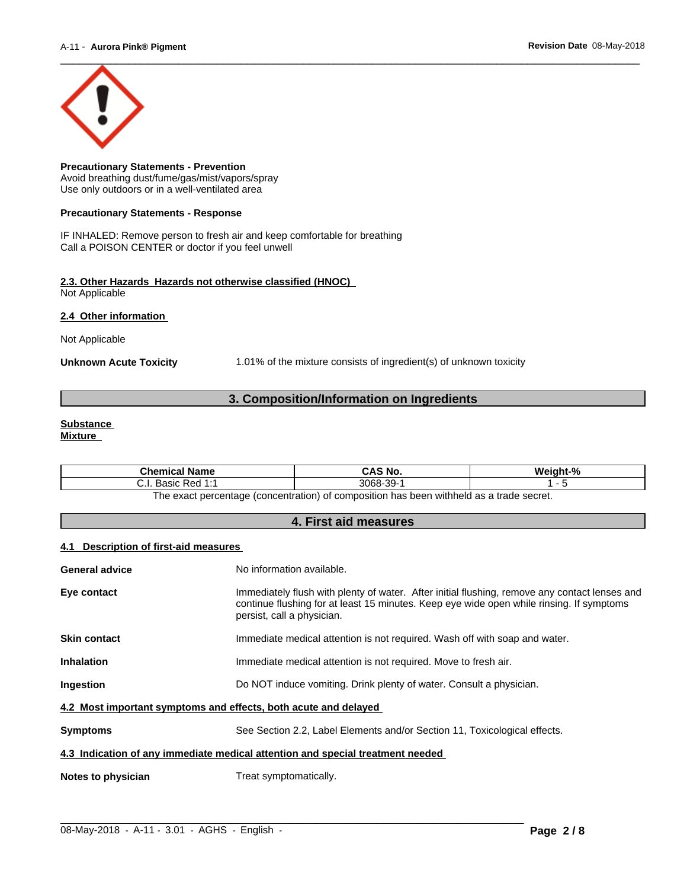**Precautionary Statements - Prevention**
Avoid breathing dust/fume/gas/mist/vapors/spray
Use only outdoors or in a well-ventilated area

**Precautionary Statements - Response**

IF INHALED: Remove person to fresh air and keep comfortable for breathing
Call a POISON CENTER or doctor if you feel unwell

**2.3. Other Hazards Hazards not otherwise classified (HNOC)**
Not Applicable

**2.4 Other information**

Not Applicable

**Unknown Acute Toxicity** 1.01% of the mixture consists of ingredient(s) of unknown toxicity

## 3. Composition/Information on Ingredients

**Substance**
**Mixture**

| Chemical Name | CAS No. | Weight-% |
|---|---|---|
| C.I. Basic Red 1:1 | 3068-39-1 | 1 - 5 |

The exact percentage (concentration) of composition has been withheld as a trade secret.

## 4. First aid measures

**4.1 Description of first-aid measures**

**General advice** No information available.

**Eye contact** Immediately flush with plenty of water. After initial flushing, remove any contact lenses and continue flushing for at least 15 minutes. Keep eye wide open while rinsing. If symptoms persist, call a physician.

**Skin contact** Immediate medical attention is not required. Wash off with soap and water.

**Inhalation** Immediate medical attention is not required. Move to fresh air.

**Ingestion** Do NOT induce vomiting. Drink plenty of water. Consult a physician.

**4.2 Most important symptoms and effects, both acute and delayed**

**Symptoms** See Section 2.2, Label Elements and/or Section 11, Toxicological effects.

**4.3 Indication of any immediate medical attention and special treatment needed**

**Notes to physician** Treat symptomatically.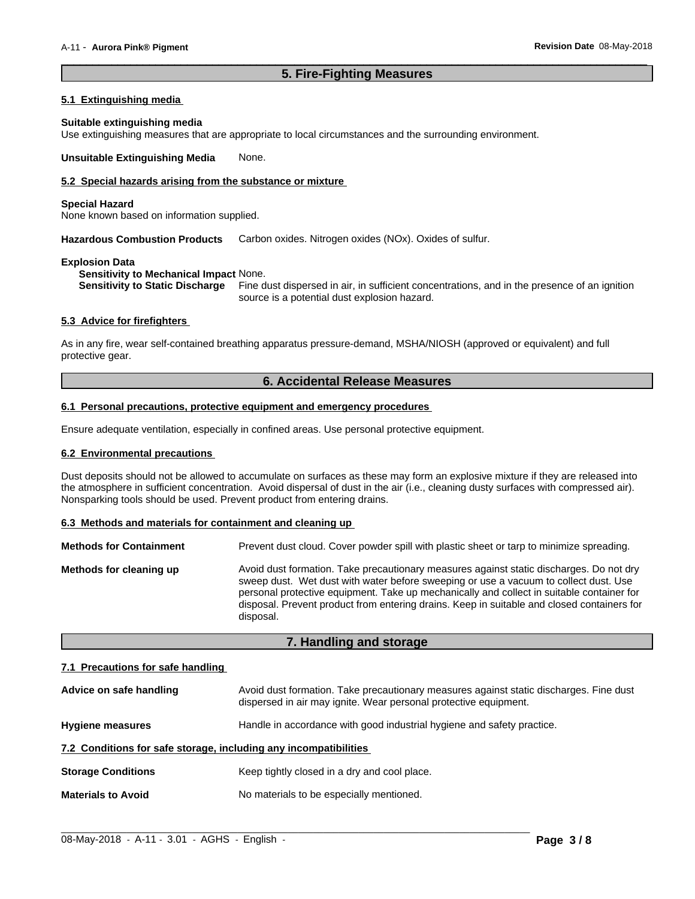## 5. Fire-Fighting Measures

### 5.1 Extinguishing media

**Suitable extinguishing media**
Use extinguishing measures that are appropriate to local circumstances and the surrounding environment.

**Unsuitable Extinguishing Media** None.

### 5.2 Special hazards arising from the substance or mixture

**Special Hazard**
None known based on information supplied.

**Hazardous Combustion Products** Carbon oxides. Nitrogen oxides (NOx). Oxides of sulfur.

**Explosion Data**
**Sensitivity to Mechanical Impact** None.
**Sensitivity to Static Discharge** Fine dust dispersed in air, in sufficient concentrations, and in the presence of an ignition source is a potential dust explosion hazard.

### 5.3 Advice for firefighters

As in any fire, wear self-contained breathing apparatus pressure-demand, MSHA/NIOSH (approved or equivalent) and full protective gear.

## 6. Accidental Release Measures

### 6.1 Personal precautions, protective equipment and emergency procedures

Ensure adequate ventilation, especially in confined areas. Use personal protective equipment.

### 6.2 Environmental precautions

Dust deposits should not be allowed to accumulate on surfaces as these may form an explosive mixture if they are released into the atmosphere in sufficient concentration. Avoid dispersal of dust in the air (i.e., cleaning dusty surfaces with compressed air). Nonsparking tools should be used. Prevent product from entering drains.

### 6.3 Methods and materials for containment and cleaning up

**Methods for Containment** Prevent dust cloud. Cover powder spill with plastic sheet or tarp to minimize spreading.

**Methods for cleaning up** Avoid dust formation. Take precautionary measures against static discharges. Do not dry sweep dust. Wet dust with water before sweeping or use a vacuum to collect dust. Use personal protective equipment. Take up mechanically and collect in suitable container for disposal. Prevent product from entering drains. Keep in suitable and closed containers for disposal.

## 7. Handling and storage

### 7.1 Precautions for safe handling

**Advice on safe handling** Avoid dust formation. Take precautionary measures against static discharges. Fine dust dispersed in air may ignite. Wear personal protective equipment.

**Hygiene measures** Handle in accordance with good industrial hygiene and safety practice.

### 7.2 Conditions for safe storage, including any incompatibilities

**Storage Conditions** Keep tightly closed in a dry and cool place.

**Materials to Avoid** No materials to be especially mentioned.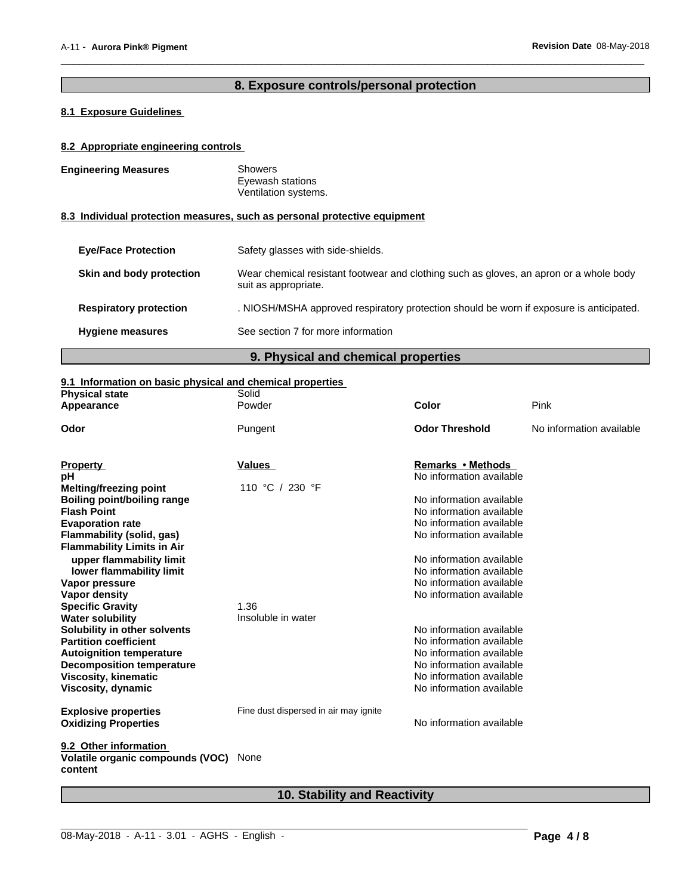## 8. Exposure controls/personal protection

### 8.1 Exposure Guidelines

### 8.2 Appropriate engineering controls

**Engineering Measures**

Showers
Eyewash stations
Ventilation systems.

### 8.3 Individual protection measures, such as personal protective equipment

**Eye/Face Protection**: Safety glasses with side-shields.

**Skin and body protection**: Wear chemical resistant footwear and clothing such as gloves, an apron or a whole body suit as appropriate.

**Respiratory protection**: . NIOSH/MSHA approved respiratory protection should be worn if exposure is anticipated.

**Hygiene measures**: See section 7 for more information

## 9. Physical and chemical properties

### 9.1 Information on basic physical and chemical properties

| | | | |
|---|---|---|---|
| **Physical state** | Solid | | |
| **Appearance** | Powder | **Color** | Pink |
| **Odor** | Pungent | **Odor Threshold** | No information available |

| **Property** | **Values** | **Remarks • Methods** |
|---|---|---|
| **pH** | | No information available |
| **Melting/freezing point** | 110 °C / 230 °F | |
| **Boiling point/boiling range** | | No information available |
| **Flash Point** | | No information available |
| **Evaporation rate** | | No information available |
| **Flammability (solid, gas)** | | No information available |
| **Flammability Limits in Air** | | |
| **upper flammability limit** | | No information available |
| **lower flammability limit** | | No information available |
| **Vapor pressure** | | No information available |
| **Vapor density** | | No information available |
| **Specific Gravity** | 1.36 | |
| **Water solubility** | Insoluble in water | |
| **Solubility in other solvents** | | No information available |
| **Partition coefficient** | | No information available |
| **Autoignition temperature** | | No information available |
| **Decomposition temperature** | | No information available |
| **Viscosity, kinematic** | | No information available |
| **Viscosity, dynamic** | | No information available |
| **Explosive properties** | Fine dust dispersed in air may ignite | |
| **Oxidizing Properties** | | No information available |

### 9.2 Other information

**Volatile organic compounds (VOC) content**: None

## 10. Stability and Reactivity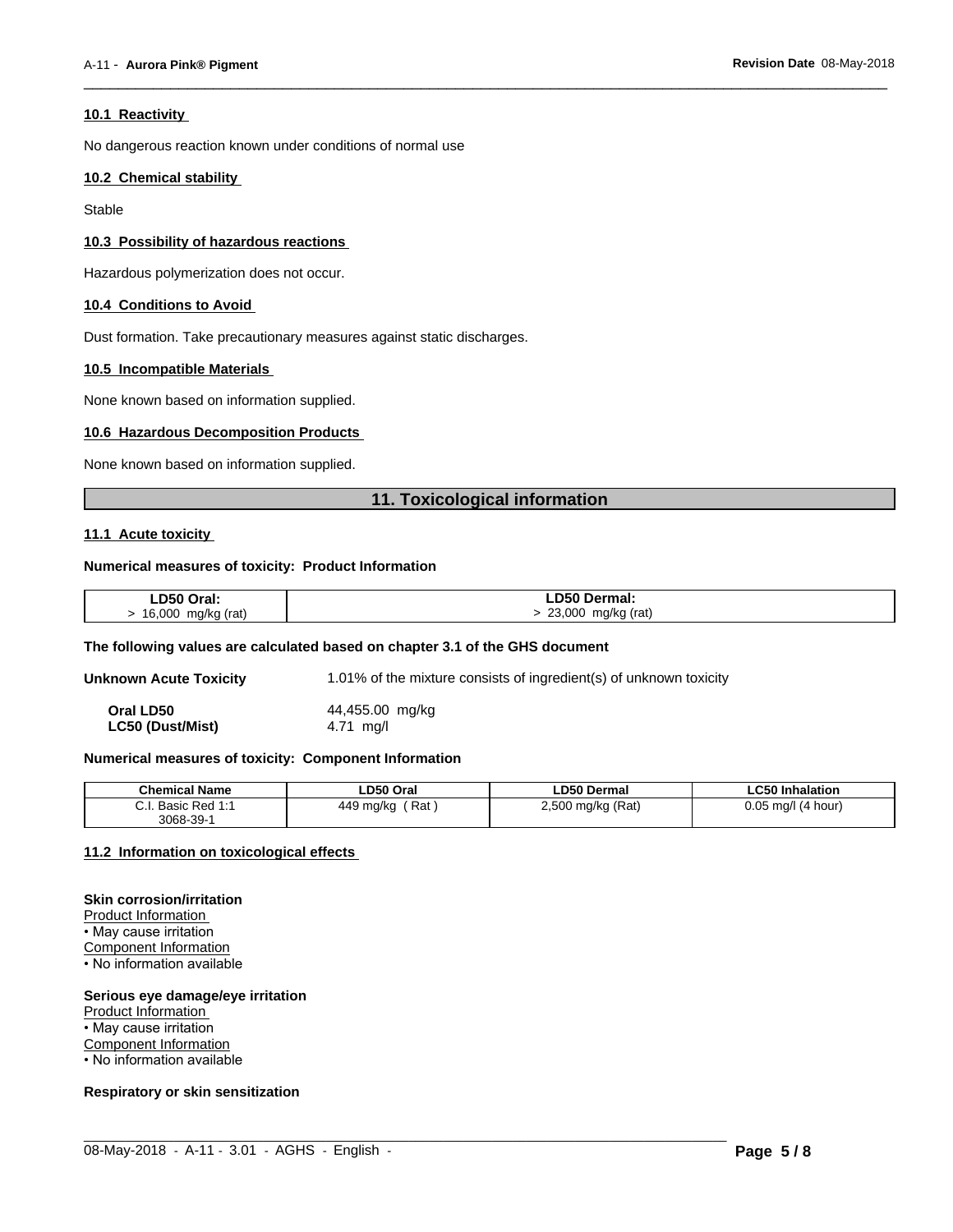### 10.1 Reactivity

No dangerous reaction known under conditions of normal use

### 10.2 Chemical stability

Stable

### 10.3 Possibility of hazardous reactions

Hazardous polymerization does not occur.

### 10.4 Conditions to Avoid

Dust formation. Take precautionary measures against static discharges.

### 10.5 Incompatible Materials

None known based on information supplied.

### 10.6 Hazardous Decomposition Products

None known based on information supplied.

## 11. Toxicological information

### 11.1 Acute toxicity

**Numerical measures of toxicity: Product Information**

| LD50 Oral: | LD50 Dermal: |
|---|---|
| > 16,000 mg/kg (rat) | > 23,000 mg/kg (rat) |

**The following values are calculated based on chapter 3.1 of the GHS document**

**Unknown Acute Toxicity** 1.01% of the mixture consists of ingredient(s) of unknown toxicity

**Oral LD50** 44,455.00 mg/kg
**LC50 (Dust/Mist)** 4.71 mg/l

**Numerical measures of toxicity: Component Information**

| Chemical Name | LD50 Oral | LD50 Dermal | LC50 Inhalation |
|---|---|---|---|
| C.I. Basic Red 1:1 3068-39-1 | 449 mg/kg ( Rat ) | 2,500 mg/kg (Rat) | 0.05 mg/l (4 hour) |

### 11.2 Information on toxicological effects

**Skin corrosion/irritation**
Product Information
• May cause irritation
Component Information
• No information available

**Serious eye damage/eye irritation**
Product Information
• May cause irritation
Component Information
• No information available

**Respiratory or skin sensitization**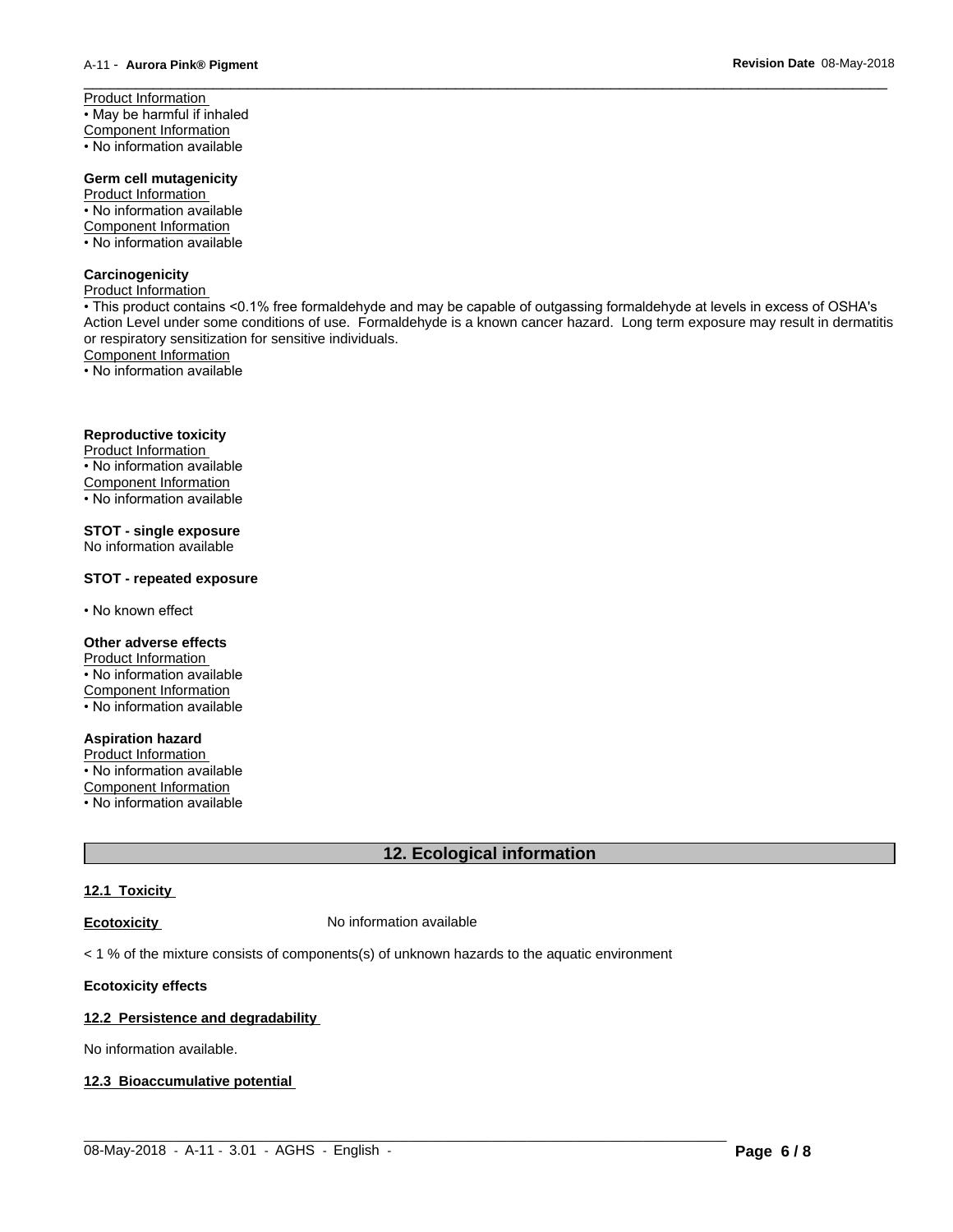Product Information
• May be harmful if inhaled
Component Information
• No information available

**Germ cell mutagenicity**
Product Information
• No information available
Component Information
• No information available

**Carcinogenicity**
Product Information
• This product contains <0.1% free formaldehyde and may be capable of outgassing formaldehyde at levels in excess of OSHA's Action Level under some conditions of use. Formaldehyde is a known cancer hazard. Long term exposure may result in dermatitis or respiratory sensitization for sensitive individuals.
Component Information
• No information available

**Reproductive toxicity**
Product Information
• No information available
Component Information
• No information available

**STOT - single exposure**
No information available

**STOT - repeated exposure**

• No known effect

**Other adverse effects**
Product Information
• No information available
Component Information
• No information available

**Aspiration hazard**
Product Information
• No information available
Component Information
• No information available

## 12. Ecological information

### 12.1 Toxicity

**Ecotoxicity** No information available

< 1 % of the mixture consists of components(s) of unknown hazards to the aquatic environment

**Ecotoxicity effects**

### 12.2 Persistence and degradability

No information available.

### 12.3 Bioaccumulative potential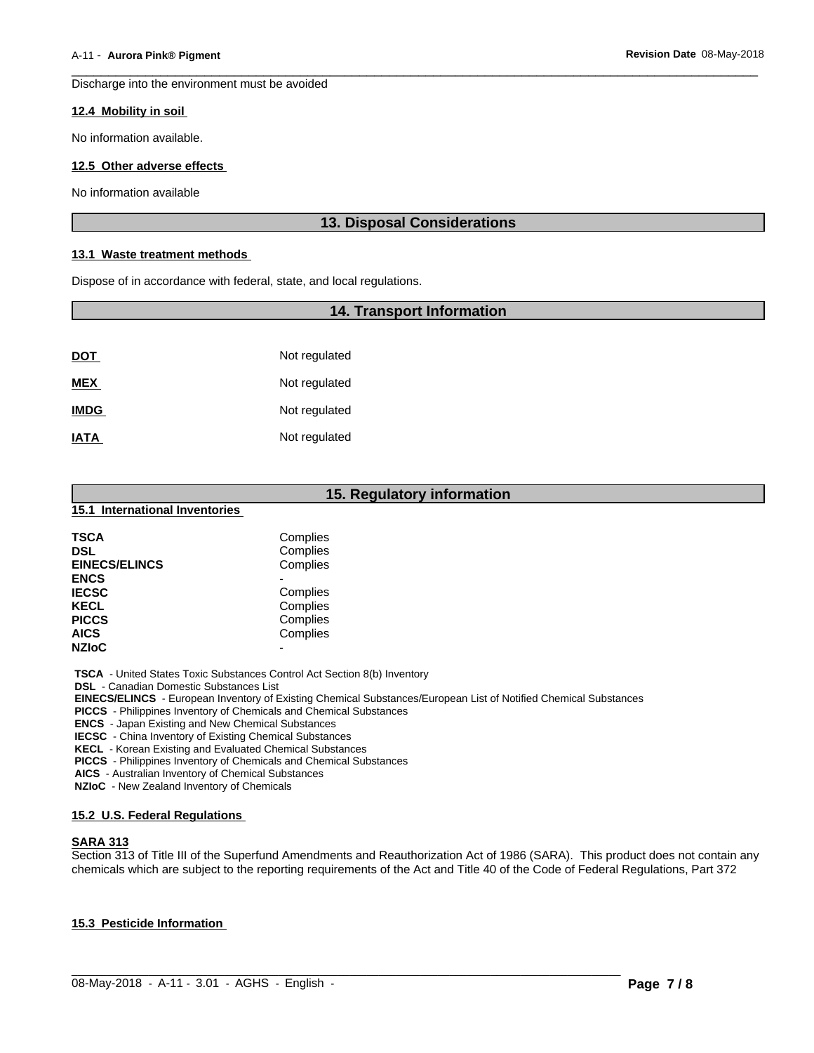Discharge into the environment must be avoided

### 12.4 Mobility in soil

No information available.

### 12.5 Other adverse effects

No information available

## 13. Disposal Considerations

### 13.1 Waste treatment methods

Dispose of in accordance with federal, state, and local regulations.

## 14. Transport Information

| | |
|---|---|
| **DOT** | Not regulated |
| **MEX** | Not regulated |
| **IMDG** | Not regulated |
| **IATA** | Not regulated |

## 15. Regulatory information

### 15.1 International Inventories

| | |
|---|---|
| **TSCA** | Complies |
| **DSL** | Complies |
| **EINECS/ELINCS** | Complies |
| **ENCS** | - |
| **IECSC** | Complies |
| **KECL** | Complies |
| **PICCS** | Complies |
| **AICS** | Complies |
| **NZIoC** | - |

**TSCA** - United States Toxic Substances Control Act Section 8(b) Inventory
**DSL** - Canadian Domestic Substances List
**EINECS/ELINCS** - European Inventory of Existing Chemical Substances/European List of Notified Chemical Substances
**PICCS** - Philippines Inventory of Chemicals and Chemical Substances
**ENCS** - Japan Existing and New Chemical Substances
**IECSC** - China Inventory of Existing Chemical Substances
**KECL** - Korean Existing and Evaluated Chemical Substances
**PICCS** - Philippines Inventory of Chemicals and Chemical Substances
**AICS** - Australian Inventory of Chemical Substances
**NZIoC** - New Zealand Inventory of Chemicals

### 15.2 U.S. Federal Regulations

**SARA 313**

Section 313 of Title III of the Superfund Amendments and Reauthorization Act of 1986 (SARA). This product does not contain any chemicals which are subject to the reporting requirements of the Act and Title 40 of the Code of Federal Regulations, Part 372

### 15.3 Pesticide Information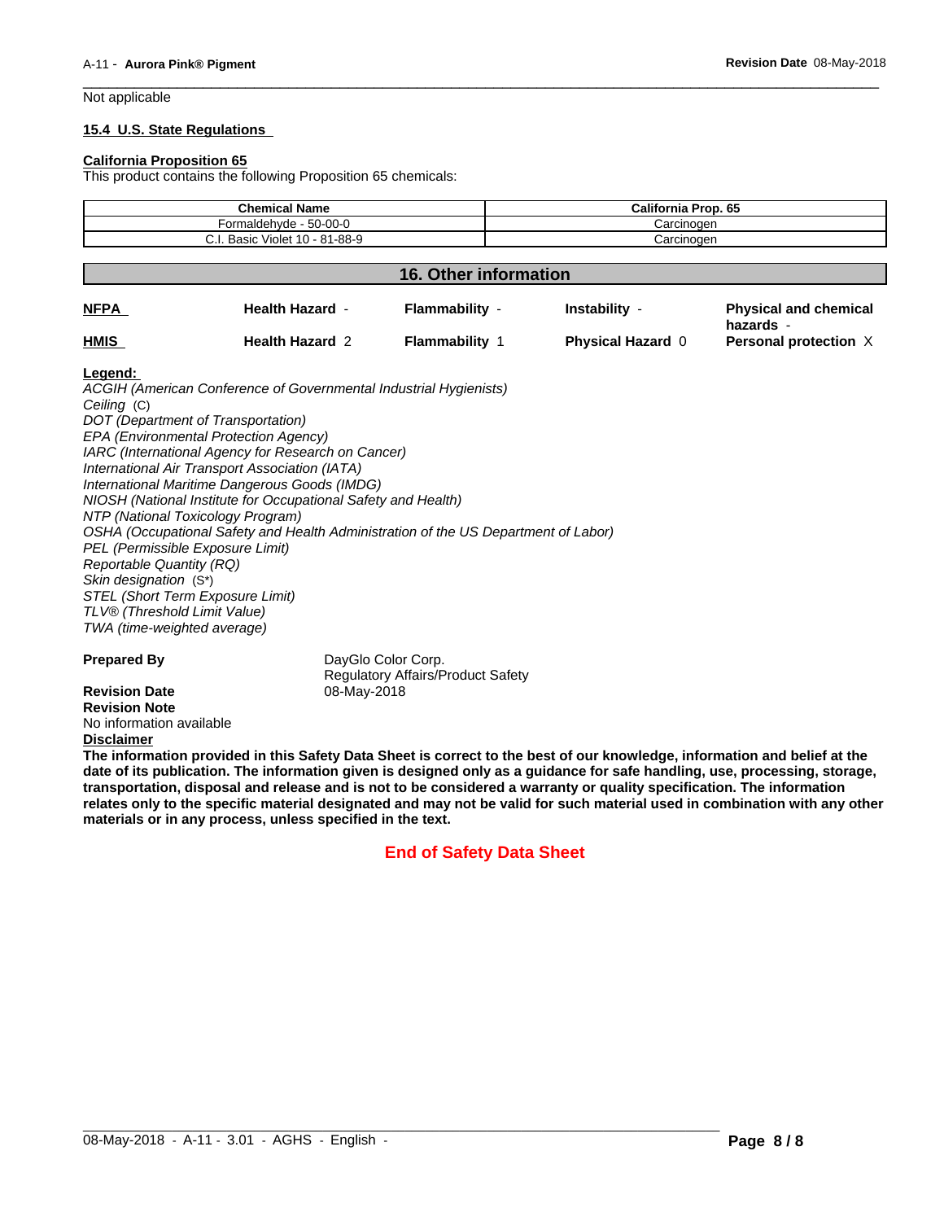Not applicable

### 15.4 U.S. State Regulations

**California Proposition 65**

This product contains the following Proposition 65 chemicals:

| Chemical Name | California Prop. 65 |
|---|---|
| Formaldehyde - 50-00-0 | Carcinogen |
| C.I. Basic Violet 10 - 81-88-9 | Carcinogen |

## 16. Other information

| | | | | |
|---|---|---|---|---|
| **NFPA** | **Health Hazard** - | **Flammability** - | **Instability** - | **Physical and chemical hazards** - |
| **HMIS** | **Health Hazard** 2 | **Flammability** 1 | **Physical Hazard** 0 | **Personal protection** X |

**Legend:**

*ACGIH (American Conference of Governmental Industrial Hygienists)*
*Ceiling* (C)
*DOT (Department of Transportation)*
*EPA (Environmental Protection Agency)*
*IARC (International Agency for Research on Cancer)*
*International Air Transport Association (IATA)*
*International Maritime Dangerous Goods (IMDG)*
*NIOSH (National Institute for Occupational Safety and Health)*
*NTP (National Toxicology Program)*
*OSHA (Occupational Safety and Health Administration of the US Department of Labor)*
*PEL (Permissible Exposure Limit)*
*Reportable Quantity (RQ)*
*Skin designation* (S*)
*STEL (Short Term Exposure Limit)*
*TLV® (Threshold Limit Value)*
*TWA (time-weighted average)*

**Prepared By** DayGlo Color Corp.
Regulatory Affairs/Product Safety

**Revision Date** 08-May-2018

**Revision Note**

No information available

**Disclaimer**

**The information provided in this Safety Data Sheet is correct to the best of our knowledge, information and belief at the date of its publication. The information given is designed only as a guidance for safe handling, use, processing, storage, transportation, disposal and release and is not to be considered a warranty or quality specification. The information relates only to the specific material designated and may not be valid for such material used in combination with any other materials or in any process, unless specified in the text.**

**End of Safety Data Sheet**